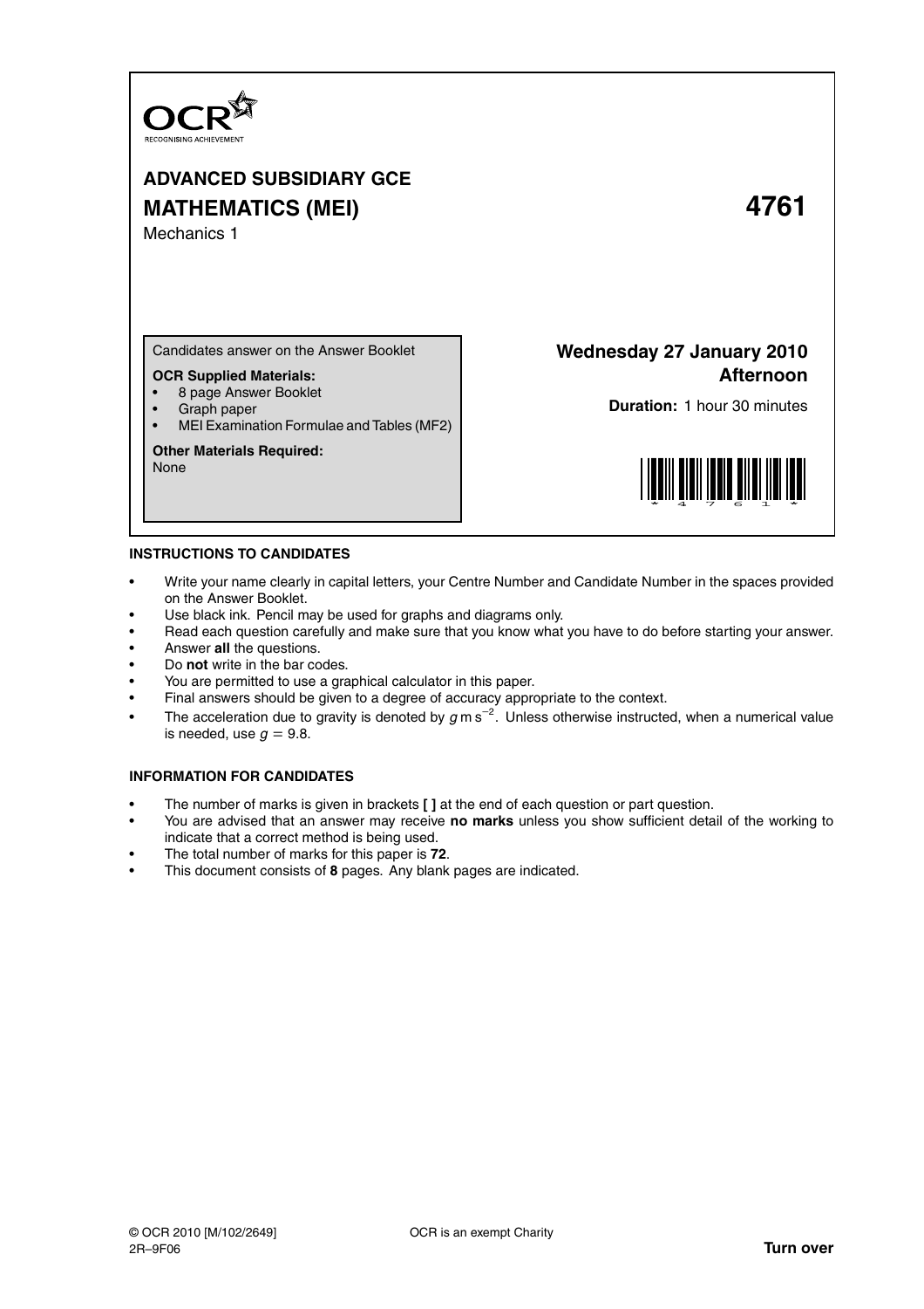OCR

RECOGNISING ACHIEVEMENT

# ADVANCED SUBSIDIARY GCE

# MATHEMATICS (MEI) **4761**

Mechanics 1

Candidates answer on the Answer Booklet

**OCR Supplied Materials:**

- 8 page Answer Booklet
- Graph paper
- MEI Examination Formulae and Tables (MF2)

**Other Materials Required:**

None

**Wednesday 27 January 2010**
**Afternoon**

**Duration:** 1 hour 30 minutes

## INSTRUCTIONS TO CANDIDATES

- Write your name clearly in capital letters, your Centre Number and Candidate Number in the spaces provided on the Answer Booklet.
- Use black ink. Pencil may be used for graphs and diagrams only.
- Read each question carefully and make sure that you know what you have to do before starting your answer.
- Answer **all** the questions.
- Do **not** write in the bar codes.
- You are permitted to use a graphical calculator in this paper.
- Final answers should be given to a degree of accuracy appropriate to the context.
- The acceleration due to gravity is denoted by $g\,\text{m}\,\text{s}^{-2}$. Unless otherwise instructed, when a numerical value is needed, use $g = 9.8$.

## INFORMATION FOR CANDIDATES

- The number of marks is given in brackets **[ ]** at the end of each question or part question.
- You are advised that an answer may receive **no marks** unless you show sufficient detail of the working to indicate that a correct method is being used.
- The total number of marks for this paper is **72**.
- This document consists of **8** pages. Any blank pages are indicated.

© OCR 2010 [M/102/2649]
2R–9F06

OCR is an exempt Charity

**Turn over**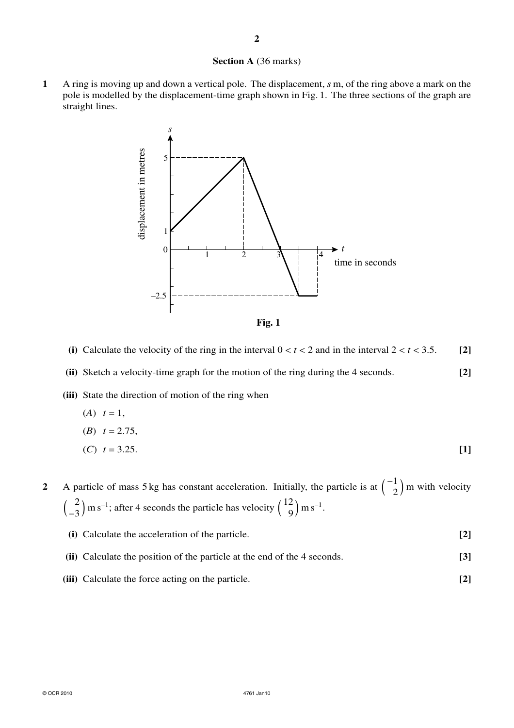**Section A** (36 marks)

**1** A ring is moving up and down a vertical pole. The displacement, $s$ m, of the ring above a mark on the pole is modelled by the displacement-time graph shown in Fig. 1. The three sections of the graph are straight lines.

$s$

displacement in metres

5

1

0

–2.5

1 2 3 4

$t$

time in seconds

**Fig. 1**

**(i)** Calculate the velocity of the ring in the interval $0 < t < 2$ and in the interval $2 < t < 3.5$. **[2]**

**(ii)** Sketch a velocity-time graph for the motion of the ring during the 4 seconds. **[2]**

**(iii)** State the direction of motion of the ring when

($A$) $t = 1$,

($B$) $t = 2.75$,

($C$) $t = 3.25$. **[1]**

**2** A particle of mass 5 kg has constant acceleration. Initially, the particle is at $\begin{pmatrix} -1 \\ 2 \end{pmatrix}$ m with velocity $\begin{pmatrix} 2 \\ -3 \end{pmatrix}$ m s$^{-1}$; after 4 seconds the particle has velocity $\begin{pmatrix} 12 \\ 9 \end{pmatrix}$ m s$^{-1}$.

**(i)** Calculate the acceleration of the particle. **[2]**

**(ii)** Calculate the position of the particle at the end of the 4 seconds. **[3]**

**(iii)** Calculate the force acting on the particle. **[2]**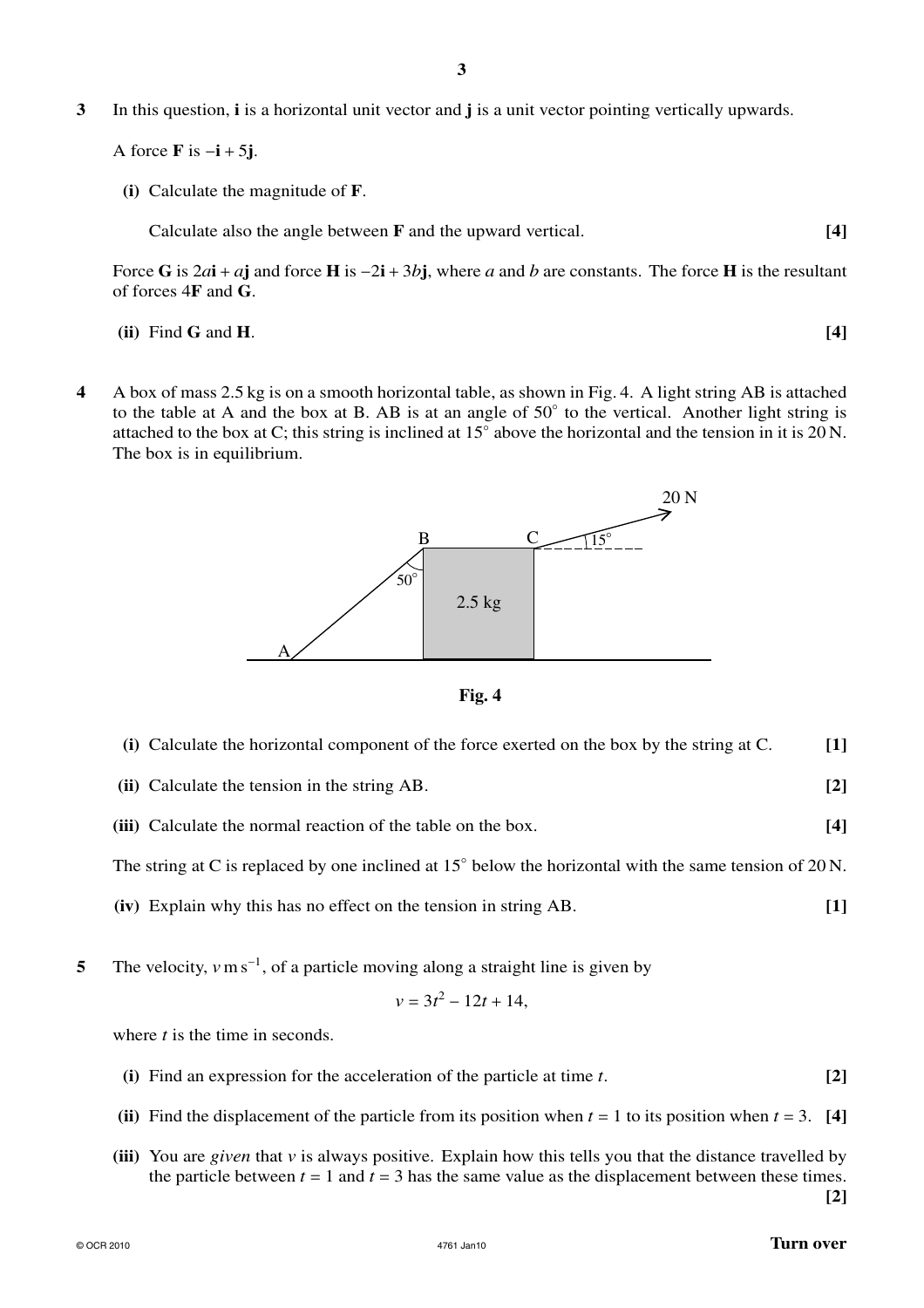**3** In this question, **i** is a horizontal unit vector and **j** is a unit vector pointing vertically upwards.

A force **F** is $-\mathbf{i} + 5\mathbf{j}$.

**(i)** Calculate the magnitude of **F**.

Calculate also the angle between **F** and the upward vertical. **[4]**

Force **G** is $2a\mathbf{i} + a\mathbf{j}$ and force **H** is $-2\mathbf{i} + 3b\mathbf{j}$, where $a$ and $b$ are constants. The force **H** is the resultant of forces 4**F** and **G**.

**(ii)** Find **G** and **H**. **[4]**

**4** A box of mass 2.5 kg is on a smooth horizontal table, as shown in Fig. 4. A light string AB is attached to the table at A and the box at B. AB is at an angle of $50°$ to the vertical. Another light string is attached to the box at C; this string is inclined at $15°$ above the horizontal and the tension in it is 20 N. The box is in equilibrium.

20 N

B

C

15°

50°

2.5 kg

A

**Fig. 4**

**(i)** Calculate the horizontal component of the force exerted on the box by the string at C. **[1]**

**(ii)** Calculate the tension in the string AB. **[2]**

**(iii)** Calculate the normal reaction of the table on the box. **[4]**

The string at C is replaced by one inclined at $15°$ below the horizontal with the same tension of 20 N.

**(iv)** Explain why this has no effect on the tension in string AB. **[1]**

**5** The velocity, $v\,\text{m s}^{-1}$, of a particle moving along a straight line is given by

$$v = 3t^2 - 12t + 14,$$

where $t$ is the time in seconds.

**(i)** Find an expression for the acceleration of the particle at time $t$. **[2]**

**(ii)** Find the displacement of the particle from its position when $t = 1$ to its position when $t = 3$. **[4]**

**(iii)** You are *given* that $v$ is always positive. Explain how this tells you that the distance travelled by the particle between $t = 1$ and $t = 3$ has the same value as the displacement between these times. **[2]**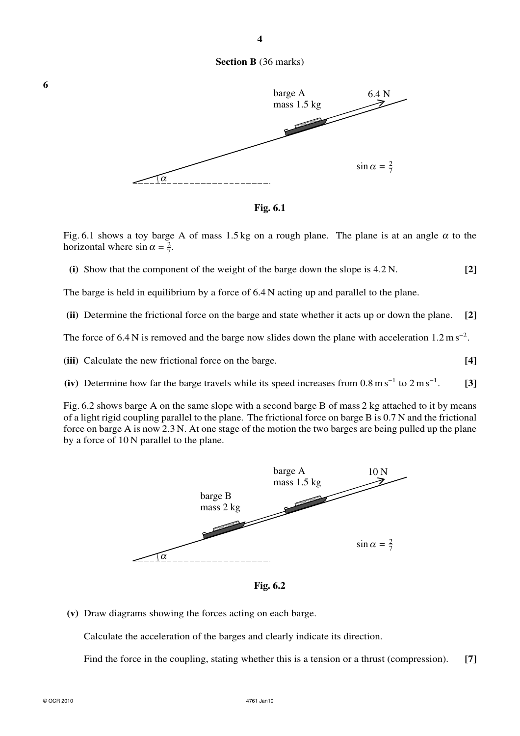**Section B** (36 marks)

**6**

barge A
mass 1.5 kg

6.4 N

$\sin \alpha = \frac{2}{7}$

$\alpha$

**Fig. 6.1**

Fig. 6.1 shows a toy barge A of mass 1.5 kg on a rough plane. The plane is at an angle $\alpha$ to the horizontal where $\sin \alpha = \frac{2}{7}$.

**(i)** Show that the component of the weight of the barge down the slope is 4.2 N. **[2]**

The barge is held in equilibrium by a force of 6.4 N acting up and parallel to the plane.

**(ii)** Determine the frictional force on the barge and state whether it acts up or down the plane. **[2]**

The force of 6.4 N is removed and the barge now slides down the plane with acceleration $1.2\,\text{m}\,\text{s}^{-2}$.

**(iii)** Calculate the new frictional force on the barge. **[4]**

**(iv)** Determine how far the barge travels while its speed increases from $0.8\,\text{m}\,\text{s}^{-1}$ to $2\,\text{m}\,\text{s}^{-1}$. **[3]**

Fig. 6.2 shows barge A on the same slope with a second barge B of mass 2 kg attached to it by means of a light rigid coupling parallel to the plane. The frictional force on barge B is 0.7 N and the frictional force on barge A is now 2.3 N. At one stage of the motion the two barges are being pulled up the plane by a force of 10 N parallel to the plane.

barge A
mass 1.5 kg

10 N

barge B
mass 2 kg

$\sin \alpha = \frac{2}{7}$

$\alpha$

**Fig. 6.2**

**(v)** Draw diagrams showing the forces acting on each barge.

Calculate the acceleration of the barges and clearly indicate its direction.

Find the force in the coupling, stating whether this is a tension or a thrust (compression). **[7]**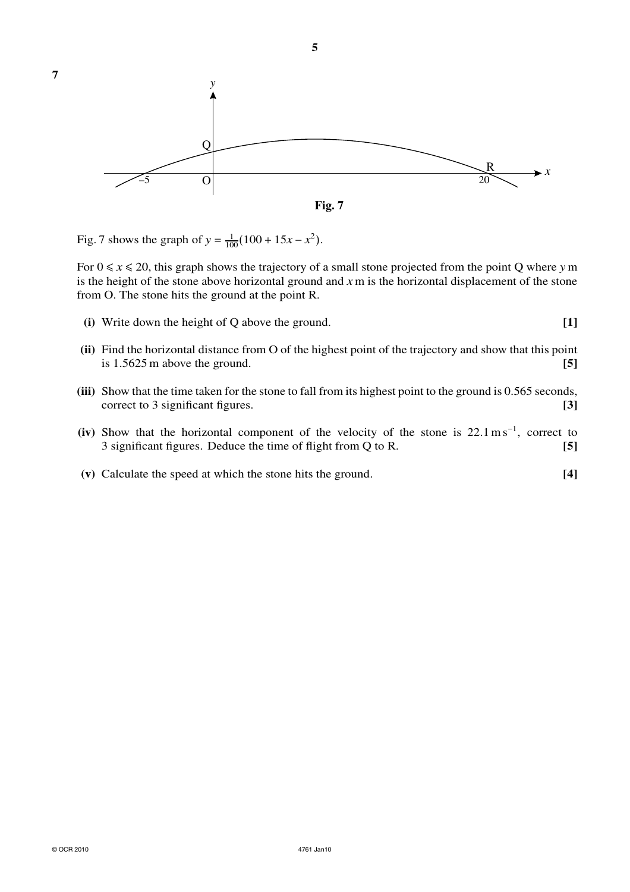**7**

y

Q

R

x

–5

O

20

**Fig. 7**

Fig. 7 shows the graph of $y = \frac{1}{100}(100 + 15x - x^2)$.

For $0 \leqslant x \leqslant 20$, this graph shows the trajectory of a small stone projected from the point Q where $y$ m is the height of the stone above horizontal ground and $x$ m is the horizontal displacement of the stone from O. The stone hits the ground at the point R.

**(i)** Write down the height of Q above the ground. **[1]**

**(ii)** Find the horizontal distance from O of the highest point of the trajectory and show that this point is 1.5625 m above the ground. **[5]**

**(iii)** Show that the time taken for the stone to fall from its highest point to the ground is 0.565 seconds, correct to 3 significant figures. **[3]**

**(iv)** Show that the horizontal component of the velocity of the stone is $22.1\,\text{m}\,\text{s}^{-1}$, correct to 3 significant figures. Deduce the time of flight from Q to R. **[5]**

**(v)** Calculate the speed at which the stone hits the ground. **[4]**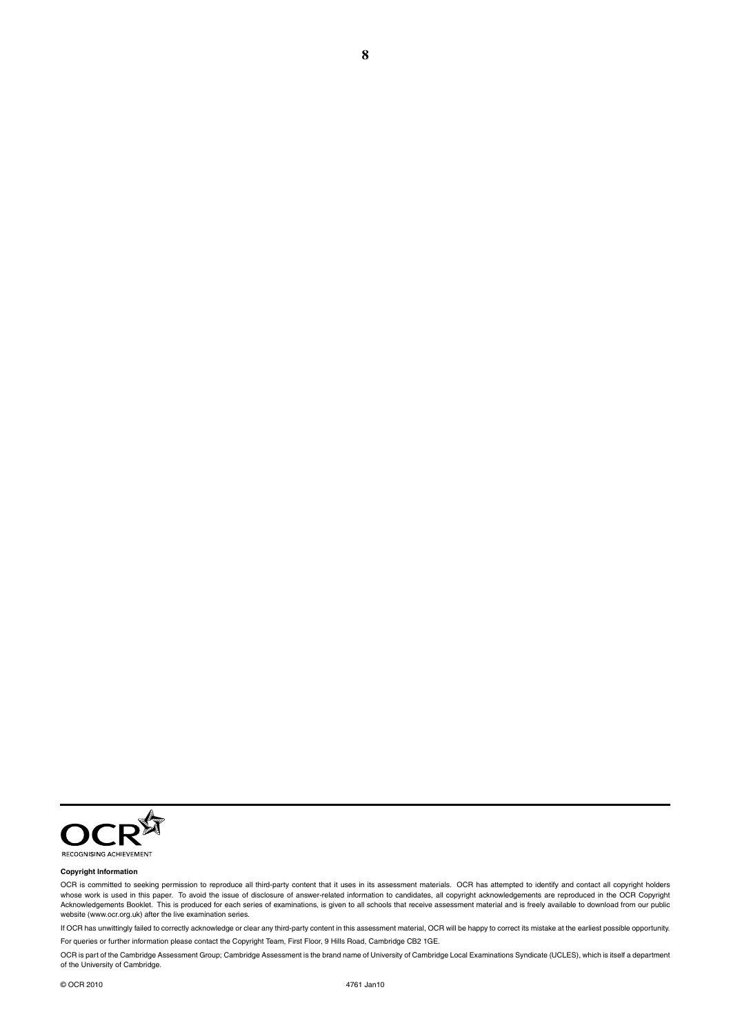**Copyright Information**

OCR is committed to seeking permission to reproduce all third-party content that it uses in its assessment materials. OCR has attempted to identify and contact all copyright holders whose work is used in this paper. To avoid the issue of disclosure of answer-related information to candidates, all copyright acknowledgements are reproduced in the OCR Copyright Acknowledgements Booklet. This is produced for each series of examinations, is given to all schools that receive assessment material and is freely available to download from our public website (www.ocr.org.uk) after the live examination series.

If OCR has unwittingly failed to correctly acknowledge or clear any third-party content in this assessment material, OCR will be happy to correct its mistake at the earliest possible opportunity.

For queries or further information please contact the Copyright Team, First Floor, 9 Hills Road, Cambridge CB2 1GE.

OCR is part of the Cambridge Assessment Group; Cambridge Assessment is the brand name of University of Cambridge Local Examinations Syndicate (UCLES), which is itself a department of the University of Cambridge.

© OCR 2010 4761 Jan10